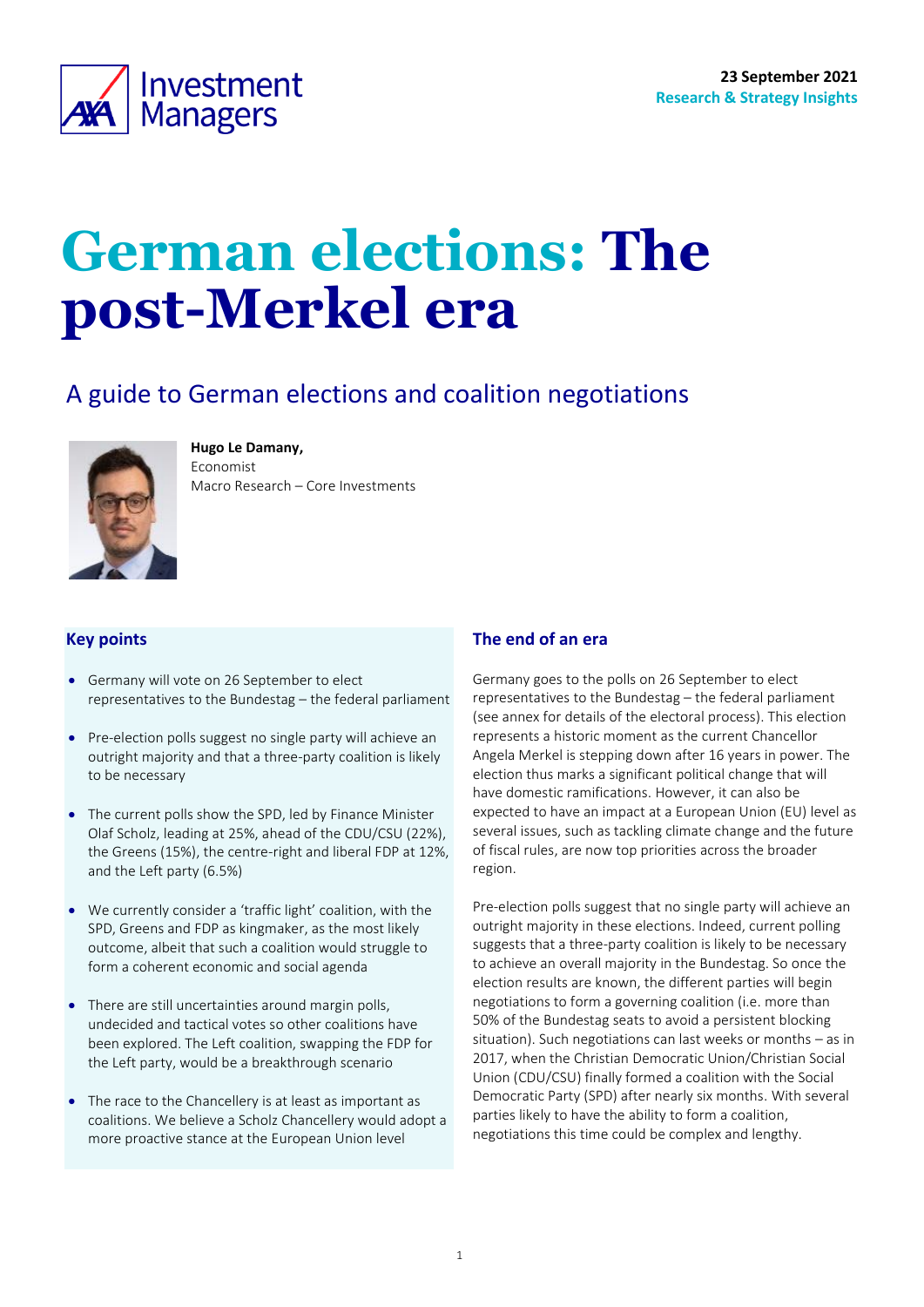23 September 2021
Research & Strategy Insights

# German elections: The post-Merkel era

## A guide to German elections and coalition negotiations

**Hugo Le Damany,**
Economist
Macro Research – Core Investments

### Key points

- Germany will vote on 26 September to elect representatives to the Bundestag – the federal parliament
- Pre-election polls suggest no single party will achieve an outright majority and that a three-party coalition is likely to be necessary
- The current polls show the SPD, led by Finance Minister Olaf Scholz, leading at 25%, ahead of the CDU/CSU (22%), the Greens (15%), the centre-right and liberal FDP at 12%, and the Left party (6.5%)
- We currently consider a 'traffic light' coalition, with the SPD, Greens and FDP as kingmaker, as the most likely outcome, albeit that such a coalition would struggle to form a coherent economic and social agenda
- There are still uncertainties around margin polls, undecided and tactical votes so other coalitions have been explored. The Left coalition, swapping the FDP for the Left party, would be a breakthrough scenario
- The race to the Chancellery is at least as important as coalitions. We believe a Scholz Chancellery would adopt a more proactive stance at the European Union level

### The end of an era

Germany goes to the polls on 26 September to elect representatives to the Bundestag – the federal parliament (see annex for details of the electoral process). This election represents a historic moment as the current Chancellor Angela Merkel is stepping down after 16 years in power. The election thus marks a significant political change that will have domestic ramifications. However, it can also be expected to have an impact at a European Union (EU) level as several issues, such as tackling climate change and the future of fiscal rules, are now top priorities across the broader region.

Pre-election polls suggest that no single party will achieve an outright majority in these elections. Indeed, current polling suggests that a three-party coalition is likely to be necessary to achieve an overall majority in the Bundestag. So once the election results are known, the different parties will begin negotiations to form a governing coalition (i.e. more than 50% of the Bundestag seats to avoid a persistent blocking situation). Such negotiations can last weeks or months – as in 2017, when the Christian Democratic Union/Christian Social Union (CDU/CSU) finally formed a coalition with the Social Democratic Party (SPD) after nearly six months. With several parties likely to have the ability to form a coalition, negotiations this time could be complex and lengthy.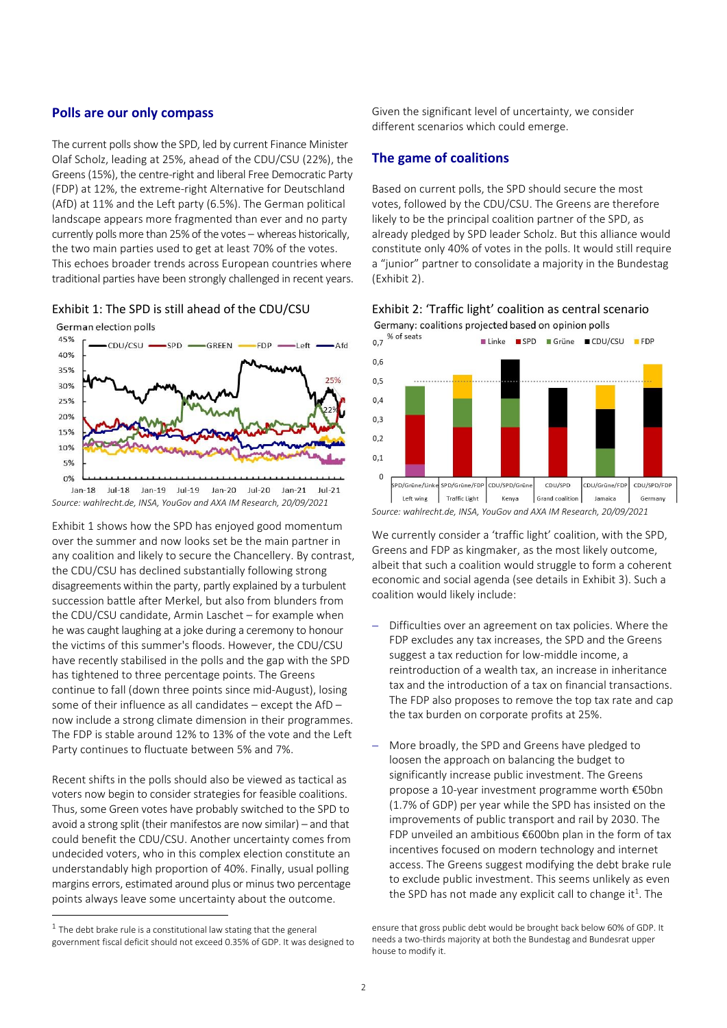## Polls are our only compass

The current polls show the SPD, led by current Finance Minister Olaf Scholz, leading at 25%, ahead of the CDU/CSU (22%), the Greens (15%), the centre-right and liberal Free Democratic Party (FDP) at 12%, the extreme-right Alternative for Deutschland (AfD) at 11% and the Left party (6.5%). The German political landscape appears more fragmented than ever and no party currently polls more than 25% of the votes – whereas historically, the two main parties used to get at least 70% of the votes. This echoes broader trends across European countries where traditional parties have been strongly challenged in recent years.

Exhibit 1: The SPD is still ahead of the CDU/CSU

German election polls

*Source: wahlrecht.de, INSA, YouGov and AXA IM Research, 20/09/2021*

Exhibit 1 shows how the SPD has enjoyed good momentum over the summer and now looks set be the main partner in any coalition and likely to secure the Chancellery. By contrast, the CDU/CSU has declined substantially following strong disagreements within the party, partly explained by a turbulent succession battle after Merkel, but also from blunders from the CDU/CSU candidate, Armin Laschet – for example when he was caught laughing at a joke during a ceremony to honour the victims of this summer's floods. However, the CDU/CSU have recently stabilised in the polls and the gap with the SPD has tightened to three percentage points. The Greens continue to fall (down three points since mid-August), losing some of their influence as all candidates – except the AfD – now include a strong climate dimension in their programmes. The FDP is stable around 12% to 13% of the vote and the Left Party continues to fluctuate between 5% and 7%.

Recent shifts in the polls should also be viewed as tactical as voters now begin to consider strategies for feasible coalitions. Thus, some Green votes have probably switched to the SPD to avoid a strong split (their manifestos are now similar) – and that could benefit the CDU/CSU. Another uncertainty comes from undecided voters, who in this complex election constitute an understandably high proportion of 40%. Finally, usual polling margins errors, estimated around plus or minus two percentage points always leave some uncertainty about the outcome.

Given the significant level of uncertainty, we consider different scenarios which could emerge.

## The game of coalitions

Based on current polls, the SPD should secure the most votes, followed by the CDU/CSU. The Greens are therefore likely to be the principal coalition partner of the SPD, as already pledged by SPD leader Scholz. But this alliance would constitute only 40% of votes in the polls. It would still require a "junior" partner to consolidate a majority in the Bundestag (Exhibit 2).

Exhibit 2: 'Traffic light' coalition as central scenario

Germany: coalitions projected based on opinion polls

*Source: wahlrecht.de, INSA, YouGov and AXA IM Research, 20/09/2021*

We currently consider a 'traffic light' coalition, with the SPD, Greens and FDP as kingmaker, as the most likely outcome, albeit that such a coalition would struggle to form a coherent economic and social agenda (see details in Exhibit 3). Such a coalition would likely include:

- Difficulties over an agreement on tax policies. Where the FDP excludes any tax increases, the SPD and the Greens suggest a tax reduction for low-middle income, a reintroduction of a wealth tax, an increase in inheritance tax and the introduction of a tax on financial transactions. The FDP also proposes to remove the top tax rate and cap the tax burden on corporate profits at 25%.
- More broadly, the SPD and Greens have pledged to loosen the approach on balancing the budget to significantly increase public investment. The Greens propose a 10-year investment programme worth €50bn (1.7% of GDP) per year while the SPD has insisted on the improvements of public transport and rail by 2030. The FDP unveiled an ambitious €600bn plan in the form of tax incentives focused on modern technology and internet access. The Greens suggest modifying the debt brake rule to exclude public investment. This seems unlikely as even the SPD has not made any explicit call to change it[1]. The

[1] The debt brake rule is a constitutional law stating that the general government fiscal deficit should not exceed 0.35% of GDP. It was designed to ensure that gross public debt would be brought back below 60% of GDP. It needs a two-thirds majority at both the Bundestag and Bundesrat upper house to modify it.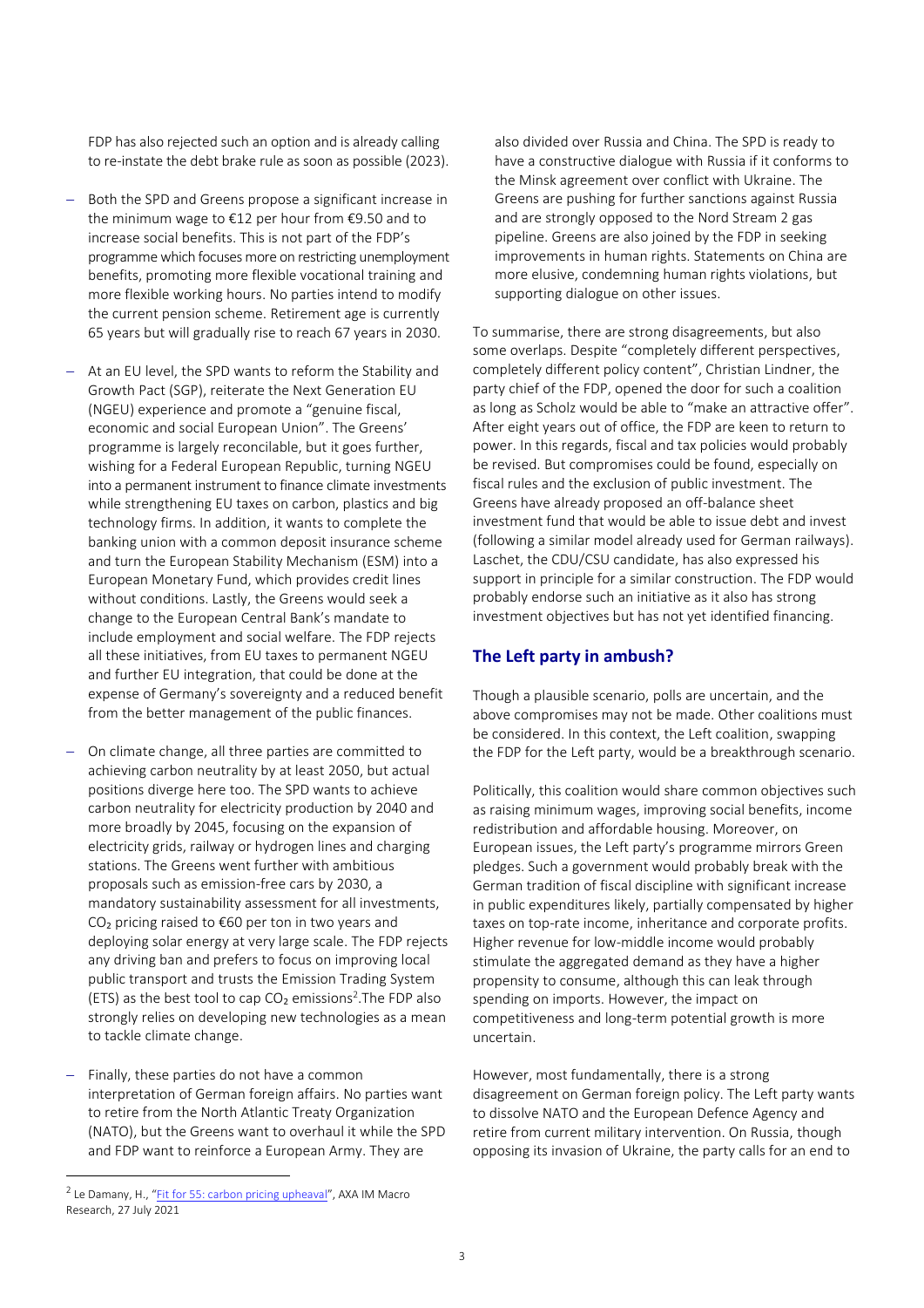FDP has also rejected such an option and is already calling to re-instate the debt brake rule as soon as possible (2023).

- Both the SPD and Greens propose a significant increase in the minimum wage to €12 per hour from €9.50 and to increase social benefits. This is not part of the FDP's programme which focuses more on restricting unemployment benefits, promoting more flexible vocational training and more flexible working hours. No parties intend to modify the current pension scheme. Retirement age is currently 65 years but will gradually rise to reach 67 years in 2030.

- At an EU level, the SPD wants to reform the Stability and Growth Pact (SGP), reiterate the Next Generation EU (NGEU) experience and promote a "genuine fiscal, economic and social European Union". The Greens' programme is largely reconcilable, but it goes further, wishing for a Federal European Republic, turning NGEU into a permanent instrument to finance climate investments while strengthening EU taxes on carbon, plastics and big technology firms. In addition, it wants to complete the banking union with a common deposit insurance scheme and turn the European Stability Mechanism (ESM) into a European Monetary Fund, which provides credit lines without conditions. Lastly, the Greens would seek a change to the European Central Bank's mandate to include employment and social welfare. The FDP rejects all these initiatives, from EU taxes to permanent NGEU and further EU integration, that could be done at the expense of Germany's sovereignty and a reduced benefit from the better management of the public finances.

- On climate change, all three parties are committed to achieving carbon neutrality by at least 2050, but actual positions diverge here too. The SPD wants to achieve carbon neutrality for electricity production by 2040 and more broadly by 2045, focusing on the expansion of electricity grids, railway or hydrogen lines and charging stations. The Greens went further with ambitious proposals such as emission-free cars by 2030, a mandatory sustainability assessment for all investments, $CO_2$ pricing raised to €60 per ton in two years and deploying solar energy at very large scale. The FDP rejects any driving ban and prefers to focus on improving local public transport and trusts the Emission Trading System (ETS) as the best tool to cap $CO_2$ emissions[2]. The FDP also strongly relies on developing new technologies as a mean to tackle climate change.

- Finally, these parties do not have a common interpretation of German foreign affairs. No parties want to retire from the North Atlantic Treaty Organization (NATO), but the Greens want to overhaul it while the SPD and FDP want to reinforce a European Army. They are also divided over Russia and China. The SPD is ready to have a constructive dialogue with Russia if it conforms to the Minsk agreement over conflict with Ukraine. The Greens are pushing for further sanctions against Russia and are strongly opposed to the Nord Stream 2 gas pipeline. Greens are also joined by the FDP in seeking improvements in human rights. Statements on China are more elusive, condemning human rights violations, but supporting dialogue on other issues.

To summarise, there are strong disagreements, but also some overlaps. Despite "completely different perspectives, completely different policy content", Christian Lindner, the party chief of the FDP, opened the door for such a coalition as long as Scholz would be able to "make an attractive offer". After eight years out of office, the FDP are keen to return to power. In this regards, fiscal and tax policies would probably be revised. But compromises could be found, especially on fiscal rules and the exclusion of public investment. The Greens have already proposed an off-balance sheet investment fund that would be able to issue debt and invest (following a similar model already used for German railways). Laschet, the CDU/CSU candidate, has also expressed his support in principle for a similar construction. The FDP would probably endorse such an initiative as it also has strong investment objectives but has not yet identified financing.

## The Left party in ambush?

Though a plausible scenario, polls are uncertain, and the above compromises may not be made. Other coalitions must be considered. In this context, the Left coalition, swapping the FDP for the Left party, would be a breakthrough scenario.

Politically, this coalition would share common objectives such as raising minimum wages, improving social benefits, income redistribution and affordable housing. Moreover, on European issues, the Left party's programme mirrors Green pledges. Such a government would probably break with the German tradition of fiscal discipline with significant increase in public expenditures likely, partially compensated by higher taxes on top-rate income, inheritance and corporate profits. Higher revenue for low-middle income would probably stimulate the aggregated demand as they have a higher propensity to consume, although this can leak through spending on imports. However, the impact on competitiveness and long-term potential growth is more uncertain.

However, most fundamentally, there is a strong disagreement on German foreign policy. The Left party wants to dissolve NATO and the European Defence Agency and retire from current military intervention. On Russia, though opposing its invasion of Ukraine, the party calls for an end to

[2] Le Damany, H., "Fit for 55: carbon pricing upheaval", AXA IM Macro Research, 27 July 2021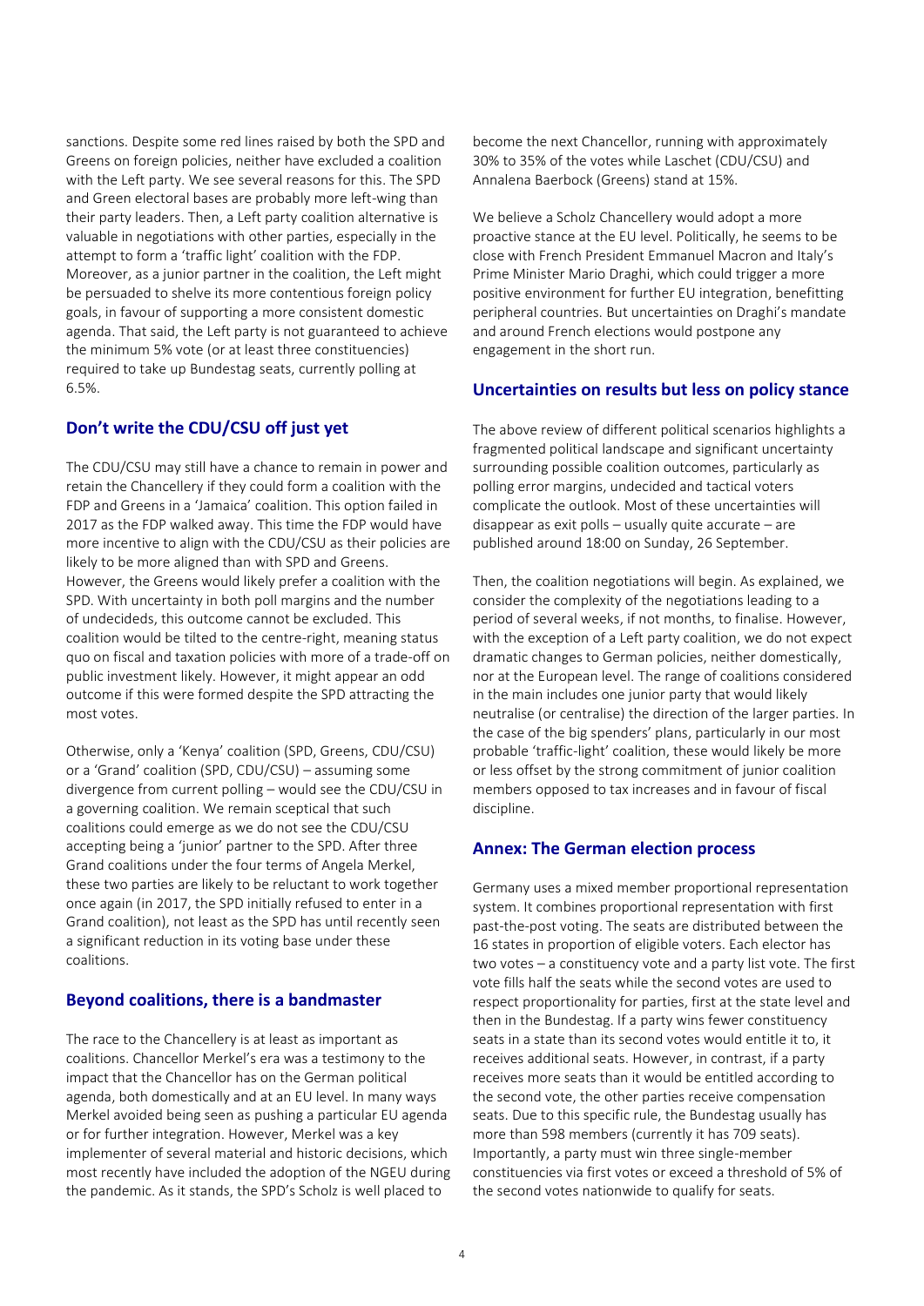sanctions. Despite some red lines raised by both the SPD and Greens on foreign policies, neither have excluded a coalition with the Left party. We see several reasons for this. The SPD and Green electoral bases are probably more left-wing than their party leaders. Then, a Left party coalition alternative is valuable in negotiations with other parties, especially in the attempt to form a 'traffic light' coalition with the FDP. Moreover, as a junior partner in the coalition, the Left might be persuaded to shelve its more contentious foreign policy goals, in favour of supporting a more consistent domestic agenda. That said, the Left party is not guaranteed to achieve the minimum 5% vote (or at least three constituencies) required to take up Bundestag seats, currently polling at 6.5%.

## Don't write the CDU/CSU off just yet

The CDU/CSU may still have a chance to remain in power and retain the Chancellery if they could form a coalition with the FDP and Greens in a 'Jamaica' coalition. This option failed in 2017 as the FDP walked away. This time the FDP would have more incentive to align with the CDU/CSU as their policies are likely to be more aligned than with SPD and Greens. However, the Greens would likely prefer a coalition with the SPD. With uncertainty in both poll margins and the number of undecideds, this outcome cannot be excluded. This coalition would be tilted to the centre-right, meaning status quo on fiscal and taxation policies with more of a trade-off on public investment likely. However, it might appear an odd outcome if this were formed despite the SPD attracting the most votes.

Otherwise, only a 'Kenya' coalition (SPD, Greens, CDU/CSU) or a 'Grand' coalition (SPD, CDU/CSU) – assuming some divergence from current polling – would see the CDU/CSU in a governing coalition. We remain sceptical that such coalitions could emerge as we do not see the CDU/CSU accepting being a 'junior' partner to the SPD. After three Grand coalitions under the four terms of Angela Merkel, these two parties are likely to be reluctant to work together once again (in 2017, the SPD initially refused to enter in a Grand coalition), not least as the SPD has until recently seen a significant reduction in its voting base under these coalitions.

## Beyond coalitions, there is a bandmaster

The race to the Chancellery is at least as important as coalitions. Chancellor Merkel's era was a testimony to the impact that the Chancellor has on the German political agenda, both domestically and at an EU level. In many ways Merkel avoided being seen as pushing a particular EU agenda or for further integration. However, Merkel was a key implementer of several material and historic decisions, which most recently have included the adoption of the NGEU during the pandemic. As it stands, the SPD's Scholz is well placed to become the next Chancellor, running with approximately 30% to 35% of the votes while Laschet (CDU/CSU) and Annalena Baerbock (Greens) stand at 15%.

We believe a Scholz Chancellery would adopt a more proactive stance at the EU level. Politically, he seems to be close with French President Emmanuel Macron and Italy's Prime Minister Mario Draghi, which could trigger a more positive environment for further EU integration, benefitting peripheral countries. But uncertainties on Draghi's mandate and around French elections would postpone any engagement in the short run.

## Uncertainties on results but less on policy stance

The above review of different political scenarios highlights a fragmented political landscape and significant uncertainty surrounding possible coalition outcomes, particularly as polling error margins, undecided and tactical voters complicate the outlook. Most of these uncertainties will disappear as exit polls – usually quite accurate – are published around 18:00 on Sunday, 26 September.

Then, the coalition negotiations will begin. As explained, we consider the complexity of the negotiations leading to a period of several weeks, if not months, to finalise. However, with the exception of a Left party coalition, we do not expect dramatic changes to German policies, neither domestically, nor at the European level. The range of coalitions considered in the main includes one junior party that would likely neutralise (or centralise) the direction of the larger parties. In the case of the big spenders' plans, particularly in our most probable 'traffic-light' coalition, these would likely be more or less offset by the strong commitment of junior coalition members opposed to tax increases and in favour of fiscal discipline.

## Annex: The German election process

Germany uses a mixed member proportional representation system. It combines proportional representation with first past-the-post voting. The seats are distributed between the 16 states in proportion of eligible voters. Each elector has two votes – a constituency vote and a party list vote. The first vote fills half the seats while the second votes are used to respect proportionality for parties, first at the state level and then in the Bundestag. If a party wins fewer constituency seats in a state than its second votes would entitle it to, it receives additional seats. However, in contrast, if a party receives more seats than it would be entitled according to the second vote, the other parties receive compensation seats. Due to this specific rule, the Bundestag usually has more than 598 members (currently it has 709 seats). Importantly, a party must win three single-member constituencies via first votes or exceed a threshold of 5% of the second votes nationwide to qualify for seats.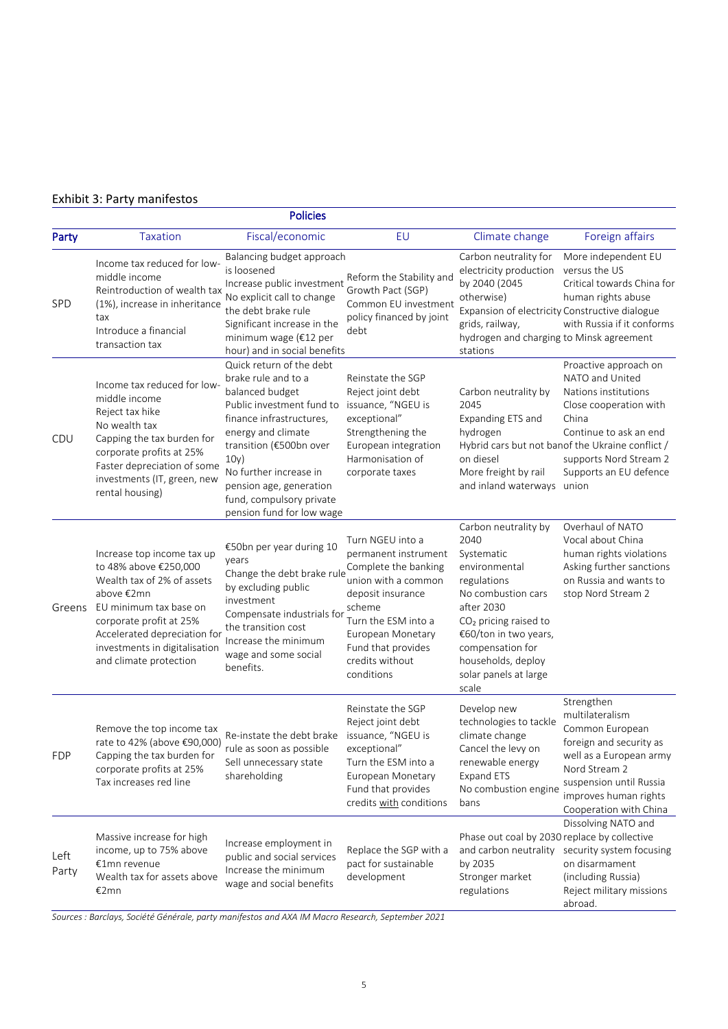## Exhibit 3: Party manifestos

| Party | Taxation | Fiscal/economic | EU | Climate change | Foreign affairs |
|---|---|---|---|---|---|
| | **Policies** | | | | |
| SPD | Income tax reduced for low-middle income<br>Reintroduction of wealth tax (1%), increase in inheritance tax<br>Introduce a financial transaction tax | Balancing budget approach is loosened<br>Increase public investment<br>No explicit call to change the debt brake rule<br>Significant increase in the minimum wage (€12 per hour) and in social benefits | Reform the Stability and Growth Pact (SGP)<br>Common EU investment policy financed by joint debt | Carbon neutrality for electricity production by 2040 (2045 otherwise)<br>Expansion of electricity grids, railway, hydrogen and charging stations | More independent EU versus the US<br>Critical towards China for human rights abuse<br>Constructive dialogue with Russia if it conforms to Minsk agreement |
| CDU | Income tax reduced for low-middle income<br>Reject tax hike<br>No wealth tax<br>Capping the tax burden for corporate profits at 25%<br>Faster depreciation of some investments (IT, green, new rental housing) | Quick return of the debt brake rule and to a balanced budget<br>Public investment fund to finance infrastructures, energy and climate transition (€500bn over 10y)<br>No further increase in pension age, generation fund, compulsory private pension fund for low wage | Reinstate the SGP<br>Reject joint debt issuance, "NGEU is exceptional"<br>Strengthening the European integration<br>Harmonisation of corporate taxes | Carbon neutrality by 2045<br>Expanding ETS and hydrogen<br>Hybrid cars but not ban on diesel<br>More freight by rail and inland waterways | Proactive approach on NATO and United Nations institutions<br>Close cooperation with China<br>Continue to ask an end of the Ukraine conflict / supports Nord Stream 2<br>Supports an EU defence union |
| Greens | Increase top income tax up to 48% above €250,000<br>Wealth tax of 2% of assets above €2mn<br>EU minimum tax base on corporate profit at 25%<br>Accelerated depreciation for investments in digitalisation and climate protection | €50bn per year during 10 years<br>Change the debt brake rule by excluding public investment<br>Compensate industrials for the transition cost<br>Increase the minimum wage and some social benefits. | Turn NGEU into a permanent instrument<br>Complete the banking union with a common deposit insurance scheme<br>Turn the ESM into a European Monetary Fund that provides credits without conditions | Carbon neutrality by 2040<br>Systematic environmental regulations<br>No combustion cars after 2030<br>$CO_2$ pricing raised to €60/ton in two years, compensation for households, deploy solar panels at large scale | Overhaul of NATO<br>Vocal about China human rights violations<br>Asking further sanctions on Russia and wants to stop Nord Stream 2 |
| FDP | Remove the top income tax rate to 42% (above €90,000)<br>Capping the tax burden for corporate profits at 25%<br>Tax increases red line | Re-instate the debt brake rule as soon as possible<br>Sell unnecessary state shareholding | Reinstate the SGP<br>Reject joint debt issuance, "NGEU is exceptional"<br>Turn the ESM into a European Monetary Fund that provides credits <u>with</u> conditions | Develop new technologies to tackle climate change<br>Cancel the levy on renewable energy<br>Expand ETS<br>No combustion engine bans | Strengthen multilateralism<br>Common European foreign and security as well as a European army<br>Nord Stream 2 suspension until Russia improves human rights<br>Cooperation with China |
| Left Party | Massive increase for high income, up to 75% above €1mn revenue<br>Wealth tax for assets above €2mn | Increase employment in public and social services<br>Increase the minimum wage and social benefits | Replace the SGP with a pact for sustainable development | Phase out coal by 2030 and carbon neutrality by 2035<br>Stronger market regulations | Dissolving NATO and replace by collective security system focusing on disarmament (including Russia)<br>Reject military missions abroad. |

*Sources : Barclays, Société Générale, party manifestos and AXA IM Macro Research, September 2021*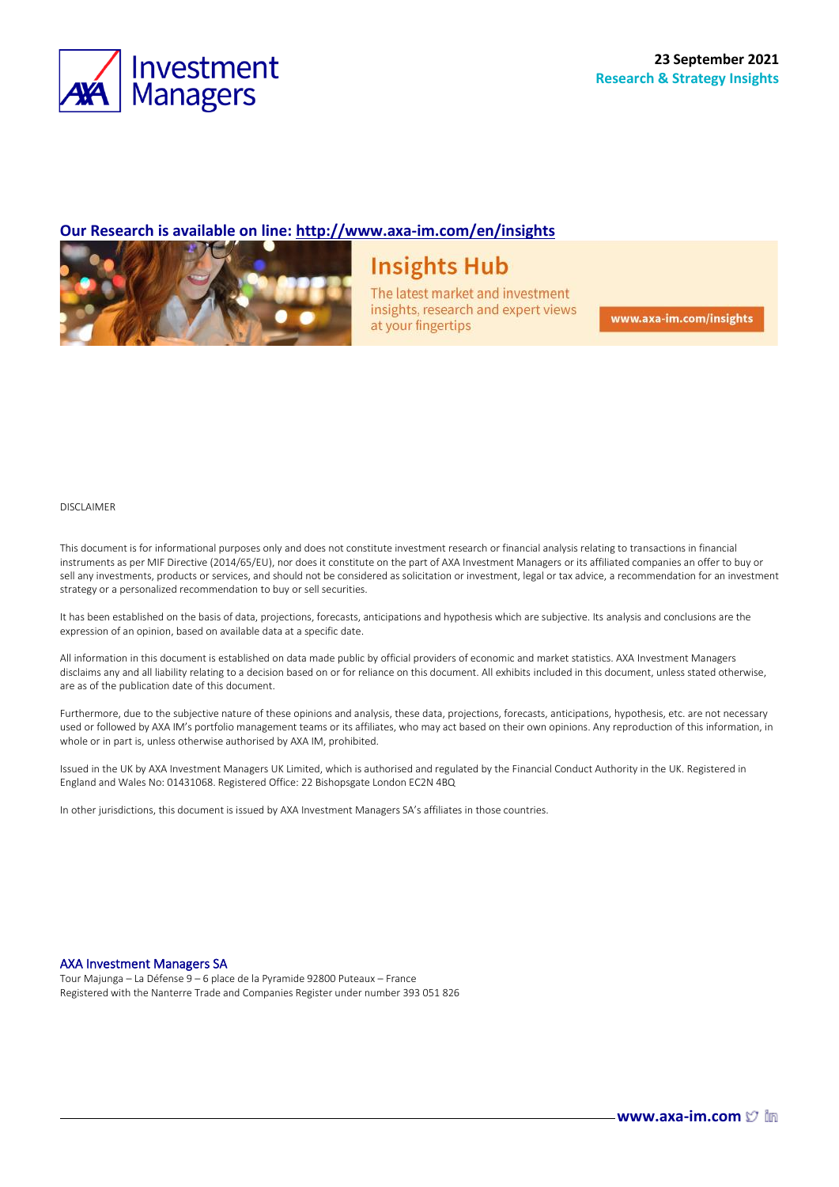**23 September 2021**
**Research & Strategy Insights**

**Our Research is available on line: [http://www.axa-im.com/en/insights](http://www.axa-im.com/en/insights)**

## Insights Hub

The latest market and investment insights, research and expert views at your fingertips

www.axa-im.com/insights

DISCLAIMER

This document is for informational purposes only and does not constitute investment research or financial analysis relating to transactions in financial instruments as per MIF Directive (2014/65/EU), nor does it constitute on the part of AXA Investment Managers or its affiliated companies an offer to buy or sell any investments, products or services, and should not be considered as solicitation or investment, legal or tax advice, a recommendation for an investment strategy or a personalized recommendation to buy or sell securities.

It has been established on the basis of data, projections, forecasts, anticipations and hypothesis which are subjective. Its analysis and conclusions are the expression of an opinion, based on available data at a specific date.

All information in this document is established on data made public by official providers of economic and market statistics. AXA Investment Managers disclaims any and all liability relating to a decision based on or for reliance on this document. All exhibits included in this document, unless stated otherwise, are as of the publication date of this document.

Furthermore, due to the subjective nature of these opinions and analysis, these data, projections, forecasts, anticipations, hypothesis, etc. are not necessary used or followed by AXA IM's portfolio management teams or its affiliates, who may act based on their own opinions. Any reproduction of this information, in whole or in part is, unless otherwise authorised by AXA IM, prohibited.

Issued in the UK by AXA Investment Managers UK Limited, which is authorised and regulated by the Financial Conduct Authority in the UK. Registered in England and Wales No: 01431068. Registered Office: 22 Bishopsgate London EC2N 4BQ

In other jurisdictions, this document is issued by AXA Investment Managers SA's affiliates in those countries.

AXA Investment Managers SA
Tour Majunga – La Défense 9 – 6 place de la Pyramide 92800 Puteaux – France
Registered with the Nanterre Trade and Companies Register under number 393 051 826

www.axa-im.com